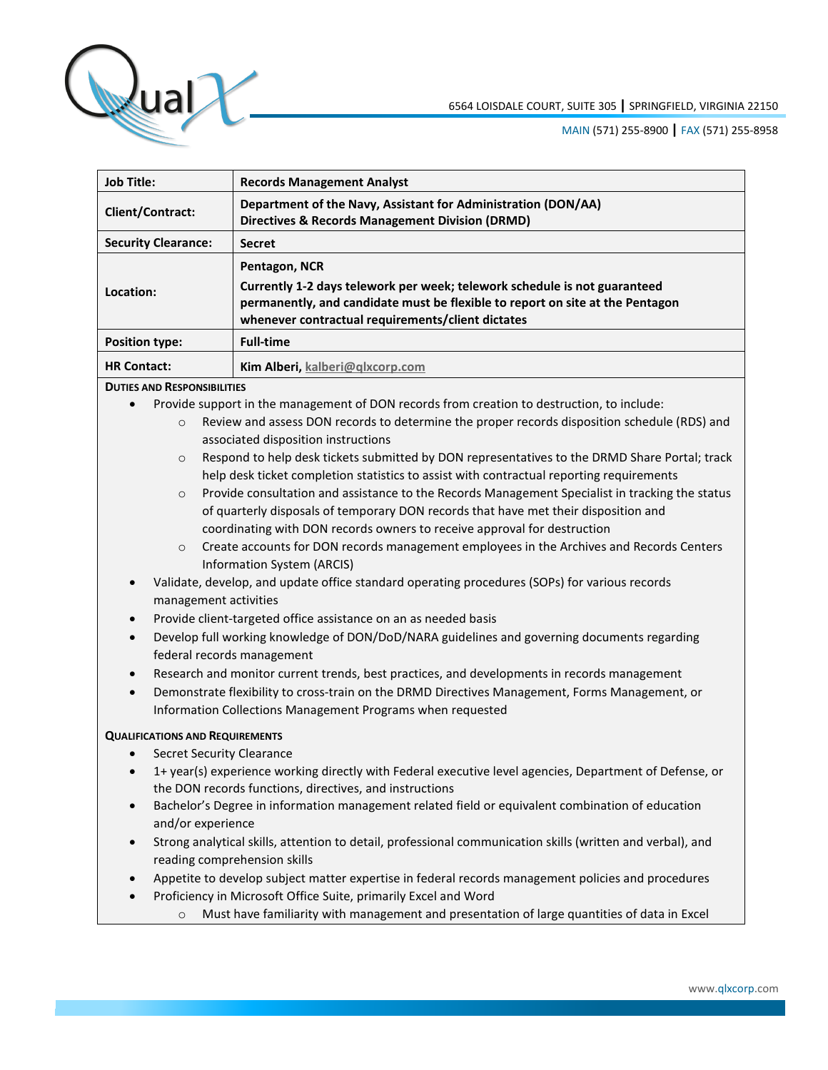QualX

6564 LOISDALE COURT, SUITE 305 | SPRINGFIELD, VIRGINIA 22150

MAIN (571) 255-8900 | FAX (571) 255-8958

| Job Title: | Records Management Analyst |
|---|---|
| Client/Contract: | Department of the Navy, Assistant for Administration (DON/AA) Directives & Records Management Division (DRMD) |
| Security Clearance: | Secret |
| Location: | Pentagon, NCR<br>Currently 1-2 days telework per week; telework schedule is not guaranteed permanently, and candidate must be flexible to report on site at the Pentagon whenever contractual requirements/client dictates |
| Position type: | Full-time |
| HR Contact: | Kim Alberi, kalberi@qlxcorp.com |

**DUTIES AND RESPONSIBILITIES**

- Provide support in the management of DON records from creation to destruction, to include:
    - Review and assess DON records to determine the proper records disposition schedule (RDS) and associated disposition instructions
    - Respond to help desk tickets submitted by DON representatives to the DRMD Share Portal; track help desk ticket completion statistics to assist with contractual reporting requirements
    - Provide consultation and assistance to the Records Management Specialist in tracking the status of quarterly disposals of temporary DON records that have met their disposition and coordinating with DON records owners to receive approval for destruction
    - Create accounts for DON records management employees in the Archives and Records Centers Information System (ARCIS)
- Validate, develop, and update office standard operating procedures (SOPs) for various records management activities
- Provide client-targeted office assistance on an as needed basis
- Develop full working knowledge of DON/DoD/NARA guidelines and governing documents regarding federal records management
- Research and monitor current trends, best practices, and developments in records management
- Demonstrate flexibility to cross-train on the DRMD Directives Management, Forms Management, or Information Collections Management Programs when requested

**QUALIFICATIONS AND REQUIREMENTS**

- Secret Security Clearance
- 1+ year(s) experience working directly with Federal executive level agencies, Department of Defense, or the DON records functions, directives, and instructions
- Bachelor's Degree in information management related field or equivalent combination of education and/or experience
- Strong analytical skills, attention to detail, professional communication skills (written and verbal), and reading comprehension skills
- Appetite to develop subject matter expertise in federal records management policies and procedures
- Proficiency in Microsoft Office Suite, primarily Excel and Word
    - Must have familiarity with management and presentation of large quantities of data in Excel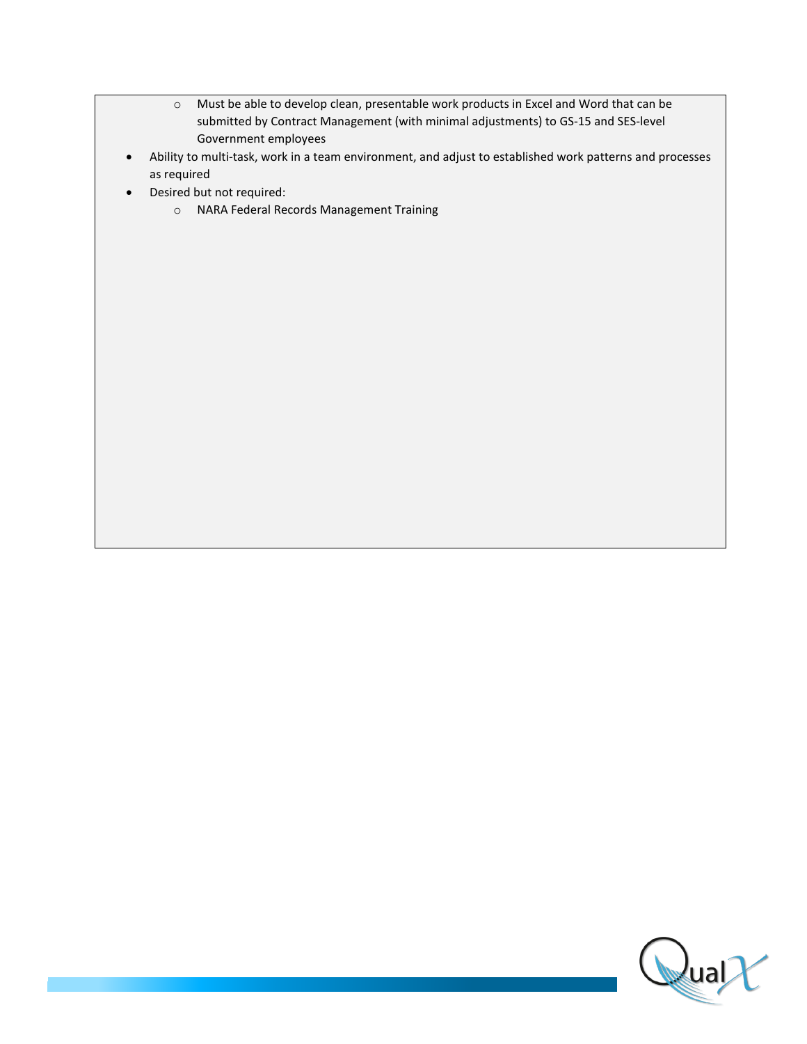- Must be able to develop clean, presentable work products in Excel and Word that can be submitted by Contract Management (with minimal adjustments) to GS-15 and SES-level Government employees
- Ability to multi-task, work in a team environment, and adjust to established work patterns and processes as required
- Desired but not required:
  - NARA Federal Records Management Training